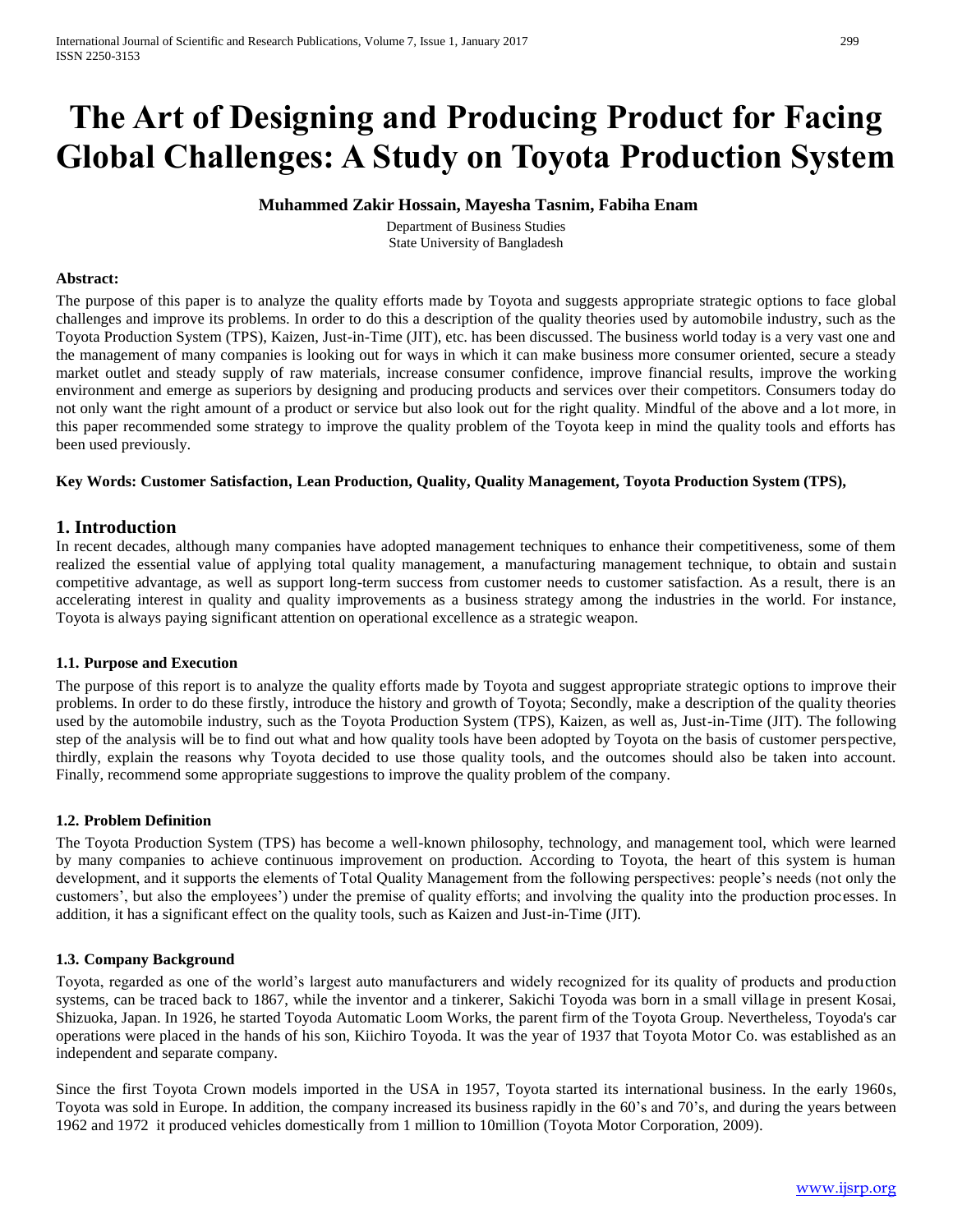# The Art of Designing and Producing Product for Facing Global Challenges: A Study on Toyota Production System

**Muhammed Zakir Hossain, Mayesha Tasnim, Fabiha Enam**

Department of Business Studies
State University of Bangladesh

**Abstract:**

The purpose of this paper is to analyze the quality efforts made by Toyota and suggests appropriate strategic options to face global challenges and improve its problems. In order to do this a description of the quality theories used by automobile industry, such as the Toyota Production System (TPS), Kaizen, Just-in-Time (JIT), etc. has been discussed. The business world today is a very vast one and the management of many companies is looking out for ways in which it can make business more consumer oriented, secure a steady market outlet and steady supply of raw materials, increase consumer confidence, improve financial results, improve the working environment and emerge as superiors by designing and producing products and services over their competitors. Consumers today do not only want the right amount of a product or service but also look out for the right quality. Mindful of the above and a lot more, in this paper recommended some strategy to improve the quality problem of the Toyota keep in mind the quality tools and efforts has been used previously.

**Key Words: Customer Satisfaction, Lean Production, Quality, Quality Management, Toyota Production System (TPS),**

## 1. Introduction

In recent decades, although many companies have adopted management techniques to enhance their competitiveness, some of them realized the essential value of applying total quality management, a manufacturing management technique, to obtain and sustain competitive advantage, as well as support long-term success from customer needs to customer satisfaction. As a result, there is an accelerating interest in quality and quality improvements as a business strategy among the industries in the world. For instance, Toyota is always paying significant attention on operational excellence as a strategic weapon.

### 1.1. Purpose and Execution

The purpose of this report is to analyze the quality efforts made by Toyota and suggest appropriate strategic options to improve their problems. In order to do these firstly, introduce the history and growth of Toyota; Secondly, make a description of the quality theories used by the automobile industry, such as the Toyota Production System (TPS), Kaizen, as well as, Just-in-Time (JIT). The following step of the analysis will be to find out what and how quality tools have been adopted by Toyota on the basis of customer perspective, thirdly, explain the reasons why Toyota decided to use those quality tools, and the outcomes should also be taken into account. Finally, recommend some appropriate suggestions to improve the quality problem of the company.

### 1.2. Problem Definition

The Toyota Production System (TPS) has become a well-known philosophy, technology, and management tool, which were learned by many companies to achieve continuous improvement on production. According to Toyota, the heart of this system is human development, and it supports the elements of Total Quality Management from the following perspectives: people's needs (not only the customers', but also the employees') under the premise of quality efforts; and involving the quality into the production processes. In addition, it has a significant effect on the quality tools, such as Kaizen and Just-in-Time (JIT).

### 1.3. Company Background

Toyota, regarded as one of the world's largest auto manufacturers and widely recognized for its quality of products and production systems, can be traced back to 1867, while the inventor and a tinkerer, Sakichi Toyoda was born in a small village in present Kosai, Shizuoka, Japan. In 1926, he started Toyoda Automatic Loom Works, the parent firm of the Toyota Group. Nevertheless, Toyoda's car operations were placed in the hands of his son, Kiichiro Toyoda. It was the year of 1937 that Toyota Motor Co. was established as an independent and separate company.

Since the first Toyota Crown models imported in the USA in 1957, Toyota started its international business. In the early 1960s, Toyota was sold in Europe. In addition, the company increased its business rapidly in the 60's and 70's, and during the years between 1962 and 1972 it produced vehicles domestically from 1 million to 10million (Toyota Motor Corporation, 2009).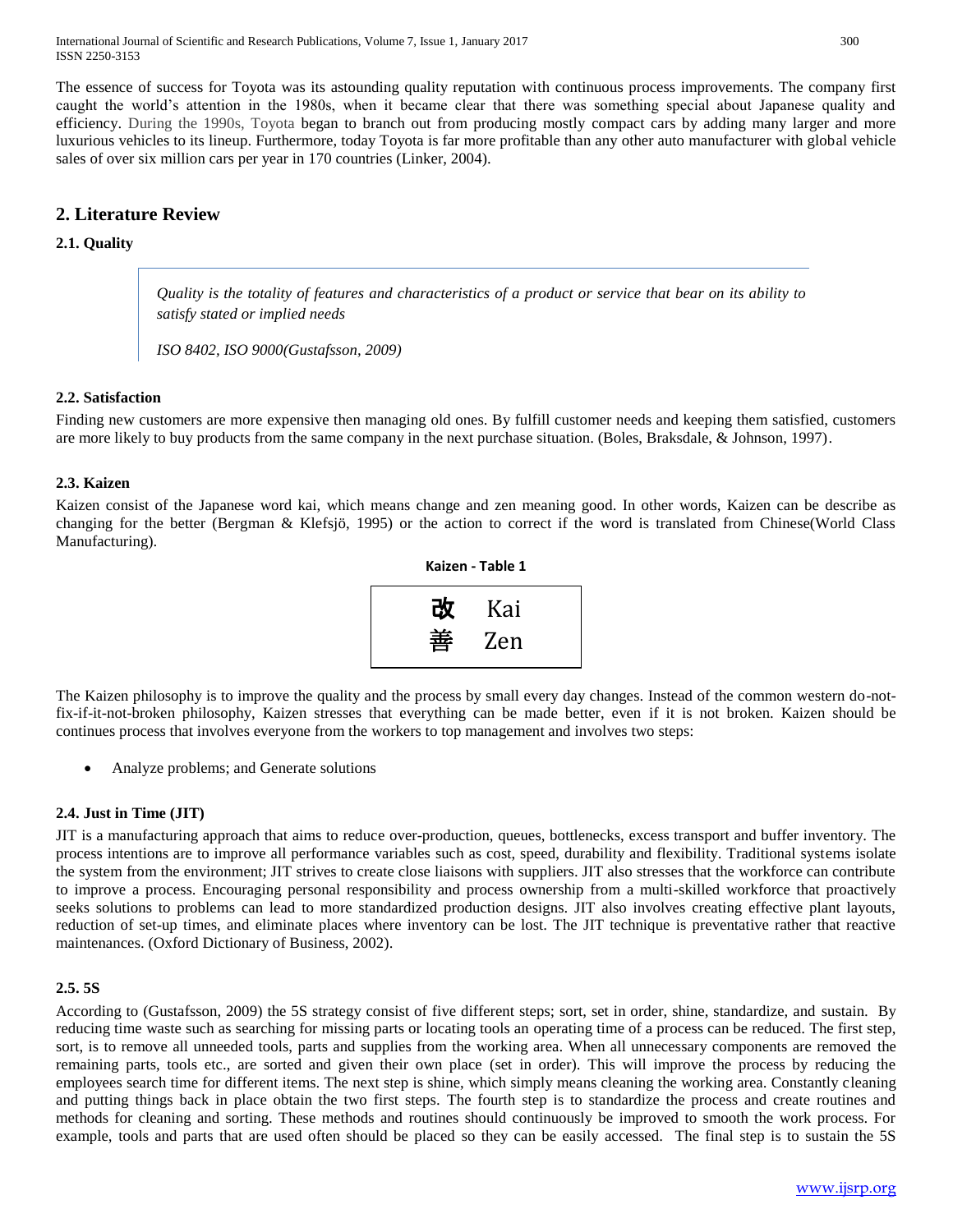The essence of success for Toyota was its astounding quality reputation with continuous process improvements. The company first caught the world's attention in the 1980s, when it became clear that there was something special about Japanese quality and efficiency. During the 1990s, Toyota began to branch out from producing mostly compact cars by adding many larger and more luxurious vehicles to its lineup. Furthermore, today Toyota is far more profitable than any other auto manufacturer with global vehicle sales of over six million cars per year in 170 countries (Linker, 2004).

## 2. Literature Review

### 2.1. Quality

> *Quality is the totality of features and characteristics of a product or service that bear on its ability to satisfy stated or implied needs*
>
> *ISO 8402, ISO 9000(Gustafsson, 2009)*

### 2.2. Satisfaction

Finding new customers are more expensive then managing old ones. By fulfill customer needs and keeping them satisfied, customers are more likely to buy products from the same company in the next purchase situation. (Boles, Braksdale, & Johnson, 1997).

### 2.3. Kaizen

Kaizen consist of the Japanese word kai, which means change and zen meaning good. In other words, Kaizen can be describe as changing for the better (Bergman & Klefsjö, 1995) or the action to correct if the word is translated from Chinese(World Class Manufacturing).

**Kaizen - Table 1**

| | |
|---|---|
| 改 | Kai |
| 善 | Zen |

The Kaizen philosophy is to improve the quality and the process by small every day changes. Instead of the common western do-not-fix-if-it-not-broken philosophy, Kaizen stresses that everything can be made better, even if it is not broken. Kaizen should be continues process that involves everyone from the workers to top management and involves two steps:

- Analyze problems; and Generate solutions

### 2.4. Just in Time (JIT)

JIT is a manufacturing approach that aims to reduce over-production, queues, bottlenecks, excess transport and buffer inventory. The process intentions are to improve all performance variables such as cost, speed, durability and flexibility. Traditional systems isolate the system from the environment; JIT strives to create close liaisons with suppliers. JIT also stresses that the workforce can contribute to improve a process. Encouraging personal responsibility and process ownership from a multi-skilled workforce that proactively seeks solutions to problems can lead to more standardized production designs. JIT also involves creating effective plant layouts, reduction of set-up times, and eliminate places where inventory can be lost. The JIT technique is preventative rather that reactive maintenances. (Oxford Dictionary of Business, 2002).

### 2.5. 5S

According to (Gustafsson, 2009) the 5S strategy consist of five different steps; sort, set in order, shine, standardize, and sustain. By reducing time waste such as searching for missing parts or locating tools an operating time of a process can be reduced. The first step, sort, is to remove all unneeded tools, parts and supplies from the working area. When all unnecessary components are removed the remaining parts, tools etc., are sorted and given their own place (set in order). This will improve the process by reducing the employees search time for different items. The next step is shine, which simply means cleaning the working area. Constantly cleaning and putting things back in place obtain the two first steps. The fourth step is to standardize the process and create routines and methods for cleaning and sorting. These methods and routines should continuously be improved to smooth the work process. For example, tools and parts that are used often should be placed so they can be easily accessed. The final step is to sustain the 5S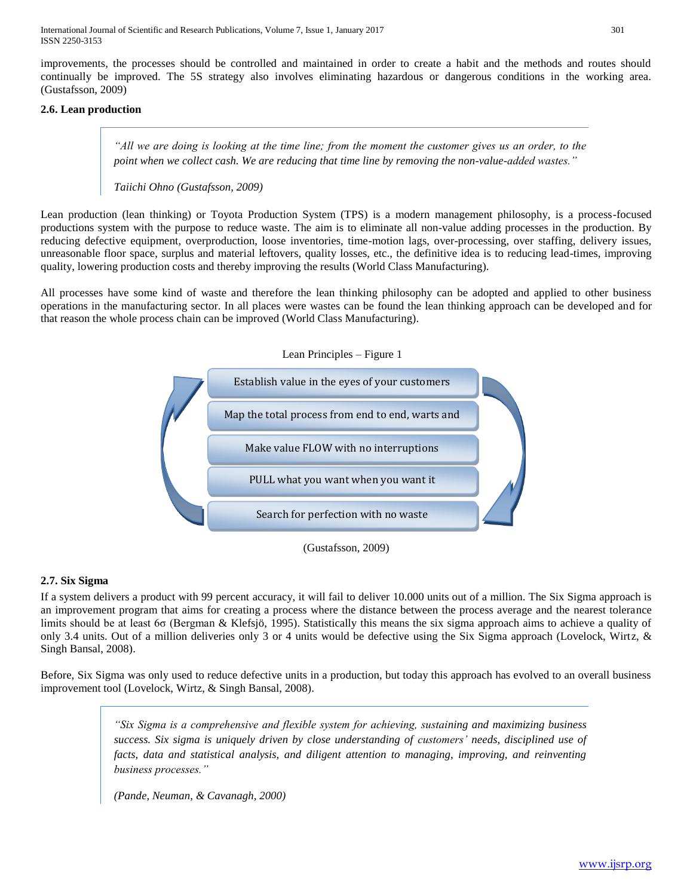improvements, the processes should be controlled and maintained in order to create a habit and the methods and routes should continually be improved. The 5S strategy also involves eliminating hazardous or dangerous conditions in the working area. (Gustafsson, 2009)

### 2.6. Lean production

> *"All we are doing is looking at the time line; from the moment the customer gives us an order, to the point when we collect cash. We are reducing that time line by removing the non-value-added wastes."*
>
> *Taiichi Ohno (Gustafsson, 2009)*

Lean production (lean thinking) or Toyota Production System (TPS) is a modern management philosophy, is a process-focused productions system with the purpose to reduce waste. The aim is to eliminate all non-value adding processes in the production. By reducing defective equipment, overproduction, loose inventories, time-motion lags, over-processing, over staffing, delivery issues, unreasonable floor space, surplus and material leftovers, quality losses, etc., the definitive idea is to reducing lead-times, improving quality, lowering production costs and thereby improving the results (World Class Manufacturing).

All processes have some kind of waste and therefore the lean thinking philosophy can be adopted and applied to other business operations in the manufacturing sector. In all places were wastes can be found the lean thinking approach can be developed and for that reason the whole process chain can be improved (World Class Manufacturing).

Lean Principles – Figure 1

- Establish value in the eyes of your customers
- Map the total process from end to end, warts and
- Make value FLOW with no interruptions
- PULL what you want when you want it
- Search for perfection with no waste

(Gustafsson, 2009)

### 2.7. Six Sigma

If a system delivers a product with 99 percent accuracy, it will fail to deliver 10.000 units out of a million. The Six Sigma approach is an improvement program that aims for creating a process where the distance between the process average and the nearest tolerance limits should be at least $6\sigma$ (Bergman & Klefsjö, 1995). Statistically this means the six sigma approach aims to achieve a quality of only 3.4 units. Out of a million deliveries only 3 or 4 units would be defective using the Six Sigma approach (Lovelock, Wirtz, & Singh Bansal, 2008).

Before, Six Sigma was only used to reduce defective units in a production, but today this approach has evolved to an overall business improvement tool (Lovelock, Wirtz, & Singh Bansal, 2008).

> *"Six Sigma is a comprehensive and flexible system for achieving, sustaining and maximizing business success. Six sigma is uniquely driven by close understanding of customers' needs, disciplined use of facts, data and statistical analysis, and diligent attention to managing, improving, and reinventing business processes."*
>
> *(Pande, Neuman, & Cavanagh, 2000)*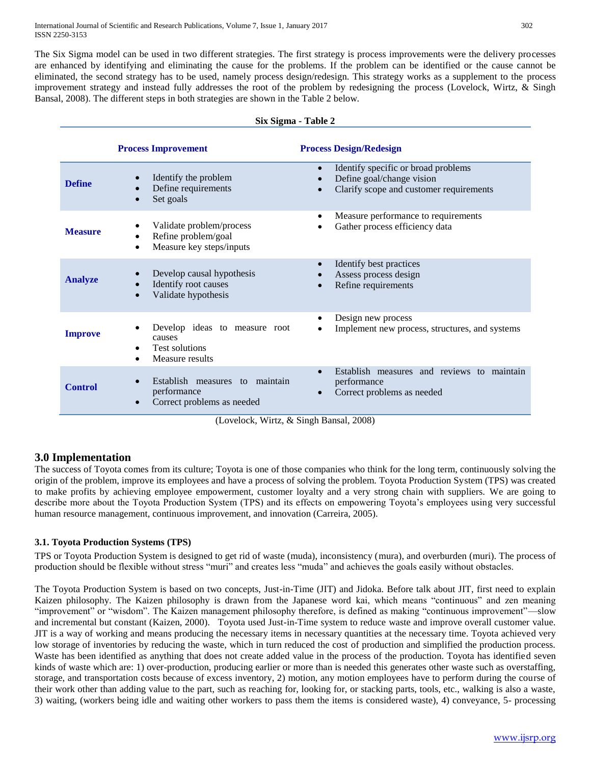The Six Sigma model can be used in two different strategies. The first strategy is process improvements were the delivery processes are enhanced by identifying and eliminating the cause for the problems. If the problem can be identified or the cause cannot be eliminated, the second strategy has to be used, namely process design/redesign. This strategy works as a supplement to the process improvement strategy and instead fully addresses the root of the problem by redesigning the process (Lovelock, Wirtz, & Singh Bansal, 2008). The different steps in both strategies are shown in the Table 2 below.

**Six Sigma - Table 2**

| | Process Improvement | Process Design/Redesign |
|---|---|---|
| **Define** | • Identify the problem<br>• Define requirements<br>• Set goals | • Identify specific or broad problems<br>• Define goal/change vision<br>• Clarify scope and customer requirements |
| **Measure** | • Validate problem/process<br>• Refine problem/goal<br>• Measure key steps/inputs | • Measure performance to requirements<br>• Gather process efficiency data |
| **Analyze** | • Develop causal hypothesis<br>• Identify root causes<br>• Validate hypothesis | • Identify best practices<br>• Assess process design<br>• Refine requirements |
| **Improve** | • Develop ideas to measure root causes<br>• Test solutions<br>• Measure results | • Design new process<br>• Implement new process, structures, and systems |
| **Control** | • Establish measures to maintain performance<br>• Correct problems as needed | • Establish measures and reviews to maintain performance<br>• Correct problems as needed |

(Lovelock, Wirtz, & Singh Bansal, 2008)

## 3.0 Implementation

The success of Toyota comes from its culture; Toyota is one of those companies who think for the long term, continuously solving the origin of the problem, improve its employees and have a process of solving the problem. Toyota Production System (TPS) was created to make profits by achieving employee empowerment, customer loyalty and a very strong chain with suppliers. We are going to describe more about the Toyota Production System (TPS) and its effects on empowering Toyota's employees using very successful human resource management, continuous improvement, and innovation (Carreira, 2005).

### 3.1. Toyota Production Systems (TPS)

TPS or Toyota Production System is designed to get rid of waste (muda), inconsistency (mura), and overburden (muri). The process of production should be flexible without stress "muri" and creates less "muda" and achieves the goals easily without obstacles.

The Toyota Production System is based on two concepts, Just-in-Time (JIT) and Jidoka. Before talk about JIT, first need to explain Kaizen philosophy. The Kaizen philosophy is drawn from the Japanese word kai, which means "continuous" and zen meaning "improvement" or "wisdom". The Kaizen management philosophy therefore, is defined as making "continuous improvement"—slow and incremental but constant (Kaizen, 2000). Toyota used Just-in-Time system to reduce waste and improve overall customer value. JIT is a way of working and means producing the necessary items in necessary quantities at the necessary time. Toyota achieved very low storage of inventories by reducing the waste, which in turn reduced the cost of production and simplified the production process. Waste has been identified as anything that does not create added value in the process of the production. Toyota has identified seven kinds of waste which are: 1) over-production, producing earlier or more than is needed this generates other waste such as overstaffing, storage, and transportation costs because of excess inventory, 2) motion, any motion employees have to perform during the course of their work other than adding value to the part, such as reaching for, looking for, or stacking parts, tools, etc., walking is also a waste, 3) waiting, (workers being idle and waiting other workers to pass them the items is considered waste), 4) conveyance, 5- processing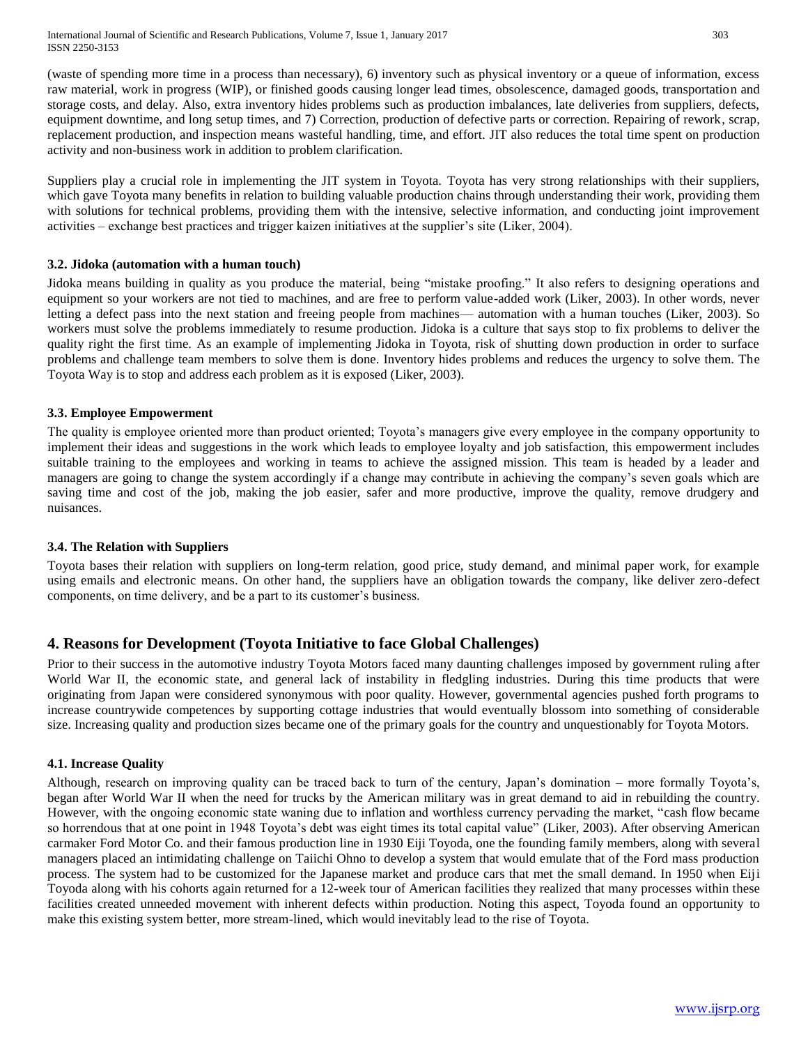(waste of spending more time in a process than necessary), 6) inventory such as physical inventory or a queue of information, excess raw material, work in progress (WIP), or finished goods causing longer lead times, obsolescence, damaged goods, transportation and storage costs, and delay. Also, extra inventory hides problems such as production imbalances, late deliveries from suppliers, defects, equipment downtime, and long setup times, and 7) Correction, production of defective parts or correction. Repairing of rework, scrap, replacement production, and inspection means wasteful handling, time, and effort. JIT also reduces the total time spent on production activity and non-business work in addition to problem clarification.

Suppliers play a crucial role in implementing the JIT system in Toyota. Toyota has very strong relationships with their suppliers, which gave Toyota many benefits in relation to building valuable production chains through understanding their work, providing them with solutions for technical problems, providing them with the intensive, selective information, and conducting joint improvement activities – exchange best practices and trigger kaizen initiatives at the supplier's site (Liker, 2004).

### 3.2. Jidoka (automation with a human touch)

Jidoka means building in quality as you produce the material, being "mistake proofing." It also refers to designing operations and equipment so your workers are not tied to machines, and are free to perform value-added work (Liker, 2003). In other words, never letting a defect pass into the next station and freeing people from machines— automation with a human touches (Liker, 2003). So workers must solve the problems immediately to resume production. Jidoka is a culture that says stop to fix problems to deliver the quality right the first time. As an example of implementing Jidoka in Toyota, risk of shutting down production in order to surface problems and challenge team members to solve them is done. Inventory hides problems and reduces the urgency to solve them. The Toyota Way is to stop and address each problem as it is exposed (Liker, 2003).

### 3.3. Employee Empowerment

The quality is employee oriented more than product oriented; Toyota's managers give every employee in the company opportunity to implement their ideas and suggestions in the work which leads to employee loyalty and job satisfaction, this empowerment includes suitable training to the employees and working in teams to achieve the assigned mission. This team is headed by a leader and managers are going to change the system accordingly if a change may contribute in achieving the company's seven goals which are saving time and cost of the job, making the job easier, safer and more productive, improve the quality, remove drudgery and nuisances.

### 3.4. The Relation with Suppliers

Toyota bases their relation with suppliers on long-term relation, good price, study demand, and minimal paper work, for example using emails and electronic means. On other hand, the suppliers have an obligation towards the company, like deliver zero-defect components, on time delivery, and be a part to its customer's business.

## 4. Reasons for Development (Toyota Initiative to face Global Challenges)

Prior to their success in the automotive industry Toyota Motors faced many daunting challenges imposed by government ruling after World War II, the economic state, and general lack of instability in fledgling industries. During this time products that were originating from Japan were considered synonymous with poor quality. However, governmental agencies pushed forth programs to increase countrywide competences by supporting cottage industries that would eventually blossom into something of considerable size. Increasing quality and production sizes became one of the primary goals for the country and unquestionably for Toyota Motors.

### 4.1. Increase Quality

Although, research on improving quality can be traced back to turn of the century, Japan's domination – more formally Toyota's, began after World War II when the need for trucks by the American military was in great demand to aid in rebuilding the country. However, with the ongoing economic state waning due to inflation and worthless currency pervading the market, "cash flow became so horrendous that at one point in 1948 Toyota's debt was eight times its total capital value" (Liker, 2003). After observing American carmaker Ford Motor Co. and their famous production line in 1930 Eiji Toyoda, one the founding family members, along with several managers placed an intimidating challenge on Taiichi Ohno to develop a system that would emulate that of the Ford mass production process. The system had to be customized for the Japanese market and produce cars that met the small demand. In 1950 when Eiji Toyoda along with his cohorts again returned for a 12-week tour of American facilities they realized that many processes within these facilities created unneeded movement with inherent defects within production. Noting this aspect, Toyoda found an opportunity to make this existing system better, more stream-lined, which would inevitably lead to the rise of Toyota.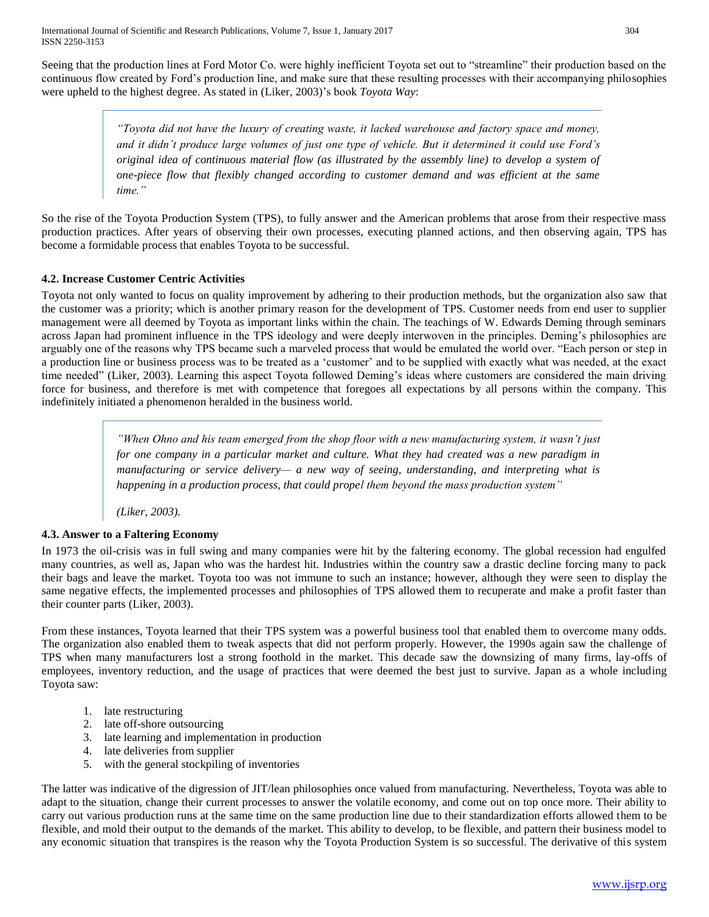Seeing that the production lines at Ford Motor Co. were highly inefficient Toyota set out to "streamline" their production based on the continuous flow created by Ford's production line, and make sure that these resulting processes with their accompanying philosophies were upheld to the highest degree. As stated in (Liker, 2003)'s book *Toyota Way*:

> *"Toyota did not have the luxury of creating waste, it lacked warehouse and factory space and money, and it didn't produce large volumes of just one type of vehicle. But it determined it could use Ford's original idea of continuous material flow (as illustrated by the assembly line) to develop a system of one-piece flow that flexibly changed according to customer demand and was efficient at the same time."*

So the rise of the Toyota Production System (TPS), to fully answer and the American problems that arose from their respective mass production practices. After years of observing their own processes, executing planned actions, and then observing again, TPS has become a formidable process that enables Toyota to be successful.

### 4.2. Increase Customer Centric Activities

Toyota not only wanted to focus on quality improvement by adhering to their production methods, but the organization also saw that the customer was a priority; which is another primary reason for the development of TPS. Customer needs from end user to supplier management were all deemed by Toyota as important links within the chain. The teachings of W. Edwards Deming through seminars across Japan had prominent influence in the TPS ideology and were deeply interwoven in the principles. Deming's philosophies are arguably one of the reasons why TPS became such a marveled process that would be emulated the world over. "Each person or step in a production line or business process was to be treated as a 'customer' and to be supplied with exactly what was needed, at the exact time needed" (Liker, 2003). Learning this aspect Toyota followed Deming's ideas where customers are considered the main driving force for business, and therefore is met with competence that foregoes all expectations by all persons within the company. This indefinitely initiated a phenomenon heralded in the business world.

> *"When Ohno and his team emerged from the shop floor with a new manufacturing system, it wasn't just for one company in a particular market and culture. What they had created was a new paradigm in manufacturing or service delivery— a new way of seeing, understanding, and interpreting what is happening in a production process, that could propel them beyond the mass production system"*
>
> *(Liker, 2003).*

### 4.3. Answer to a Faltering Economy

In 1973 the oil-crisis was in full swing and many companies were hit by the faltering economy. The global recession had engulfed many countries, as well as, Japan who was the hardest hit. Industries within the country saw a drastic decline forcing many to pack their bags and leave the market. Toyota too was not immune to such an instance; however, although they were seen to display the same negative effects, the implemented processes and philosophies of TPS allowed them to recuperate and make a profit faster than their counter parts (Liker, 2003).

From these instances, Toyota learned that their TPS system was a powerful business tool that enabled them to overcome many odds. The organization also enabled them to tweak aspects that did not perform properly. However, the 1990s again saw the challenge of TPS when many manufacturers lost a strong foothold in the market. This decade saw the downsizing of many firms, lay-offs of employees, inventory reduction, and the usage of practices that were deemed the best just to survive. Japan as a whole including Toyota saw:

1. late restructuring
2. late off-shore outsourcing
3. late learning and implementation in production
4. late deliveries from supplier
5. with the general stockpiling of inventories

The latter was indicative of the digression of JIT/lean philosophies once valued from manufacturing. Nevertheless, Toyota was able to adapt to the situation, change their current processes to answer the volatile economy, and come out on top once more. Their ability to carry out various production runs at the same time on the same production line due to their standardization efforts allowed them to be flexible, and mold their output to the demands of the market. This ability to develop, to be flexible, and pattern their business model to any economic situation that transpires is the reason why the Toyota Production System is so successful. The derivative of this system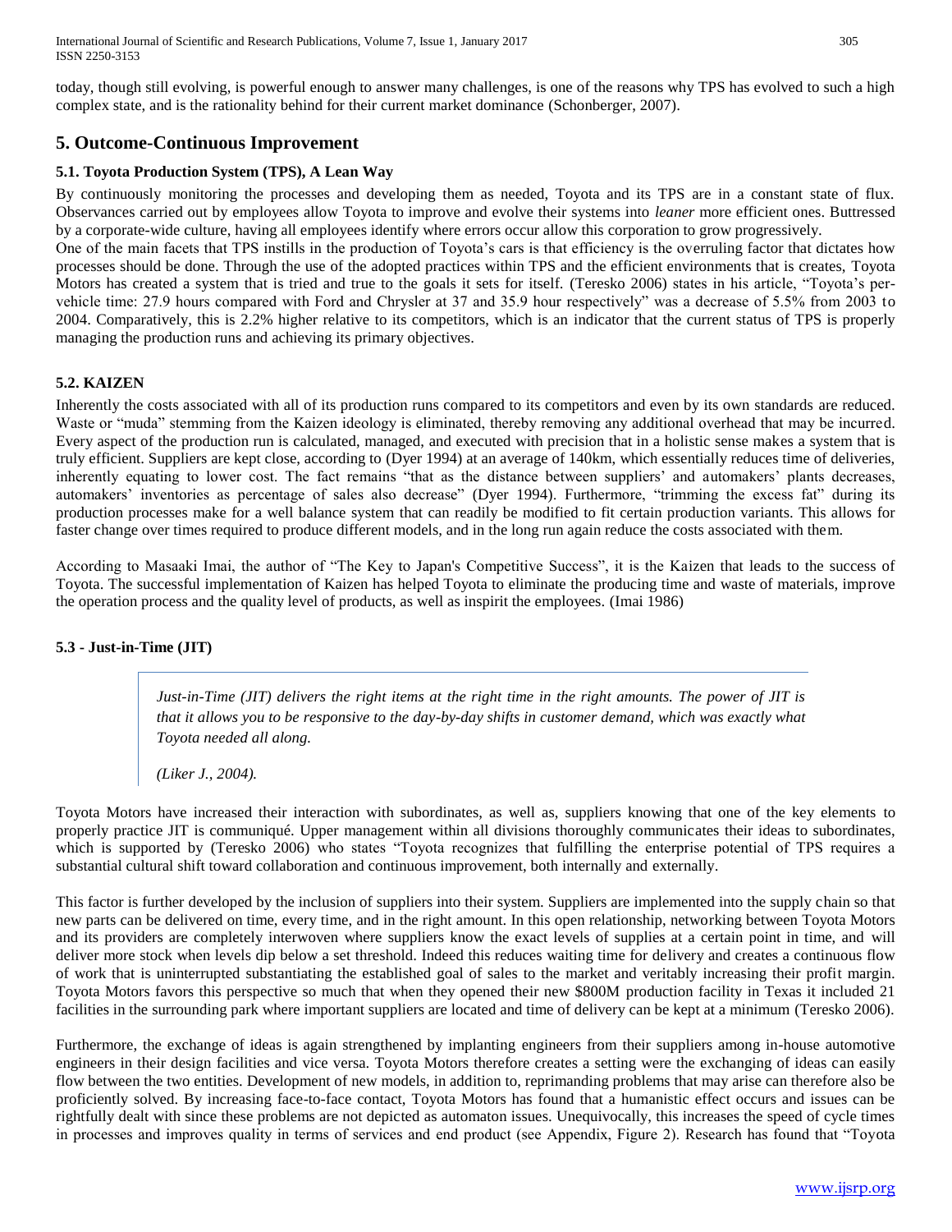today, though still evolving, is powerful enough to answer many challenges, is one of the reasons why TPS has evolved to such a high complex state, and is the rationality behind for their current market dominance (Schonberger, 2007).

## 5. Outcome-Continuous Improvement

### 5.1. Toyota Production System (TPS), A Lean Way

By continuously monitoring the processes and developing them as needed, Toyota and its TPS are in a constant state of flux. Observances carried out by employees allow Toyota to improve and evolve their systems into *leaner* more efficient ones. Buttressed by a corporate-wide culture, having all employees identify where errors occur allow this corporation to grow progressively.

One of the main facets that TPS instills in the production of Toyota's cars is that efficiency is the overruling factor that dictates how processes should be done. Through the use of the adopted practices within TPS and the efficient environments that is creates, Toyota Motors has created a system that is tried and true to the goals it sets for itself. (Teresko 2006) states in his article, "Toyota's per-vehicle time: 27.9 hours compared with Ford and Chrysler at 37 and 35.9 hour respectively" was a decrease of 5.5% from 2003 to 2004. Comparatively, this is 2.2% higher relative to its competitors, which is an indicator that the current status of TPS is properly managing the production runs and achieving its primary objectives.

### 5.2. KAIZEN

Inherently the costs associated with all of its production runs compared to its competitors and even by its own standards are reduced. Waste or "muda" stemming from the Kaizen ideology is eliminated, thereby removing any additional overhead that may be incurred. Every aspect of the production run is calculated, managed, and executed with precision that in a holistic sense makes a system that is truly efficient. Suppliers are kept close, according to (Dyer 1994) at an average of 140km, which essentially reduces time of deliveries, inherently equating to lower cost. The fact remains "that as the distance between suppliers' and automakers' plants decreases, automakers' inventories as percentage of sales also decrease" (Dyer 1994). Furthermore, "trimming the excess fat" during its production processes make for a well balance system that can readily be modified to fit certain production variants. This allows for faster change over times required to produce different models, and in the long run again reduce the costs associated with them.

According to Masaaki Imai, the author of "The Key to Japan's Competitive Success", it is the Kaizen that leads to the success of Toyota. The successful implementation of Kaizen has helped Toyota to eliminate the producing time and waste of materials, improve the operation process and the quality level of products, as well as inspirit the employees. (Imai 1986)

### 5.3 - Just-in-Time (JIT)

> *Just-in-Time (JIT) delivers the right items at the right time in the right amounts. The power of JIT is that it allows you to be responsive to the day-by-day shifts in customer demand, which was exactly what Toyota needed all along.*
>
> *(Liker J., 2004).*

Toyota Motors have increased their interaction with subordinates, as well as, suppliers knowing that one of the key elements to properly practice JIT is communiqué. Upper management within all divisions thoroughly communicates their ideas to subordinates, which is supported by (Teresko 2006) who states "Toyota recognizes that fulfilling the enterprise potential of TPS requires a substantial cultural shift toward collaboration and continuous improvement, both internally and externally.

This factor is further developed by the inclusion of suppliers into their system. Suppliers are implemented into the supply chain so that new parts can be delivered on time, every time, and in the right amount. In this open relationship, networking between Toyota Motors and its providers are completely interwoven where suppliers know the exact levels of supplies at a certain point in time, and will deliver more stock when levels dip below a set threshold. Indeed this reduces waiting time for delivery and creates a continuous flow of work that is uninterrupted substantiating the established goal of sales to the market and veritably increasing their profit margin. Toyota Motors favors this perspective so much that when they opened their new \$800M production facility in Texas it included 21 facilities in the surrounding park where important suppliers are located and time of delivery can be kept at a minimum (Teresko 2006).

Furthermore, the exchange of ideas is again strengthened by implanting engineers from their suppliers among in-house automotive engineers in their design facilities and vice versa. Toyota Motors therefore creates a setting were the exchanging of ideas can easily flow between the two entities. Development of new models, in addition to, reprimanding problems that may arise can therefore also be proficiently solved. By increasing face-to-face contact, Toyota Motors has found that a humanistic effect occurs and issues can be rightfully dealt with since these problems are not depicted as automaton issues. Unequivocally, this increases the speed of cycle times in processes and improves quality in terms of services and end product (see Appendix, Figure 2). Research has found that "Toyota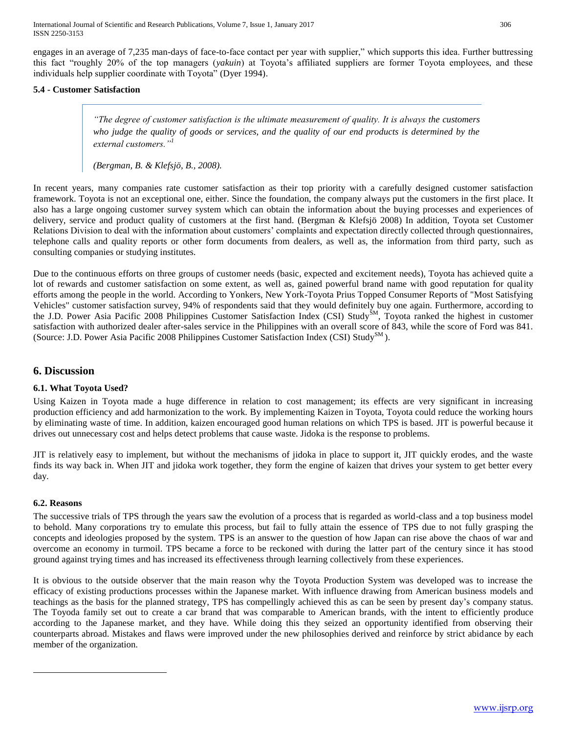engages in an average of 7,235 man-days of face-to-face contact per year with supplier," which supports this idea. Further buttressing this fact "roughly 20% of the top managers (*yakuin*) at Toyota's affiliated suppliers are former Toyota employees, and these individuals help supplier coordinate with Toyota" (Dyer 1994).

### 5.4 - Customer Satisfaction

> *"The degree of customer satisfaction is the ultimate measurement of quality. It is always the customers who judge the quality of goods or services, and the quality of our end products is determined by the external customers."[1]*
>
> *(Bergman, B. & Klefsjö, B., 2008).*

In recent years, many companies rate customer satisfaction as their top priority with a carefully designed customer satisfaction framework. Toyota is not an exceptional one, either. Since the foundation, the company always put the customers in the first place. It also has a large ongoing customer survey system which can obtain the information about the buying processes and experiences of delivery, service and product quality of customers at the first hand. (Bergman & Klefsjö 2008) In addition, Toyota set Customer Relations Division to deal with the information about customers' complaints and expectation directly collected through questionnaires, telephone calls and quality reports or other form documents from dealers, as well as, the information from third party, such as consulting companies or studying institutes.

Due to the continuous efforts on three groups of customer needs (basic, expected and excitement needs), Toyota has achieved quite a lot of rewards and customer satisfaction on some extent, as well as, gained powerful brand name with good reputation for quality efforts among the people in the world. According to Yonkers, New York-Toyota Prius Topped Consumer Reports of "Most Satisfying Vehicles" customer satisfaction survey, 94% of respondents said that they would definitely buy one again. Furthermore, according to the J.D. Power Asia Pacific 2008 Philippines Customer Satisfaction Index (CSI) Study℠, Toyota ranked the highest in customer satisfaction with authorized dealer after-sales service in the Philippines with an overall score of 843, while the score of Ford was 841. (Source: J.D. Power Asia Pacific 2008 Philippines Customer Satisfaction Index (CSI) Study℠).

## 6. Discussion

### 6.1. What Toyota Used?

Using Kaizen in Toyota made a huge difference in relation to cost management; its effects are very significant in increasing production efficiency and add harmonization to the work. By implementing Kaizen in Toyota, Toyota could reduce the working hours by eliminating waste of time. In addition, kaizen encouraged good human relations on which TPS is based. JIT is powerful because it drives out unnecessary cost and helps detect problems that cause waste. Jidoka is the response to problems.

JIT is relatively easy to implement, but without the mechanisms of jidoka in place to support it, JIT quickly erodes, and the waste finds its way back in. When JIT and jidoka work together, they form the engine of kaizen that drives your system to get better every day.

### 6.2. Reasons

The successive trials of TPS through the years saw the evolution of a process that is regarded as world-class and a top business model to behold. Many corporations try to emulate this process, but fail to fully attain the essence of TPS due to not fully grasping the concepts and ideologies proposed by the system. TPS is an answer to the question of how Japan can rise above the chaos of war and overcome an economy in turmoil. TPS became a force to be reckoned with during the latter part of the century since it has stood ground against trying times and has increased its effectiveness through learning collectively from these experiences.

It is obvious to the outside observer that the main reason why the Toyota Production System was developed was to increase the efficacy of existing productions processes within the Japanese market. With influence drawing from American business models and teachings as the basis for the planned strategy, TPS has compellingly achieved this as can be seen by present day's company status. The Toyoda family set out to create a car brand that was comparable to American brands, with the intent to efficiently produce according to the Japanese market, and they have. While doing this they seized an opportunity identified from observing their counterparts abroad. Mistakes and flaws were improved under the new philosophies derived and reinforce by strict abidance by each member of the organization.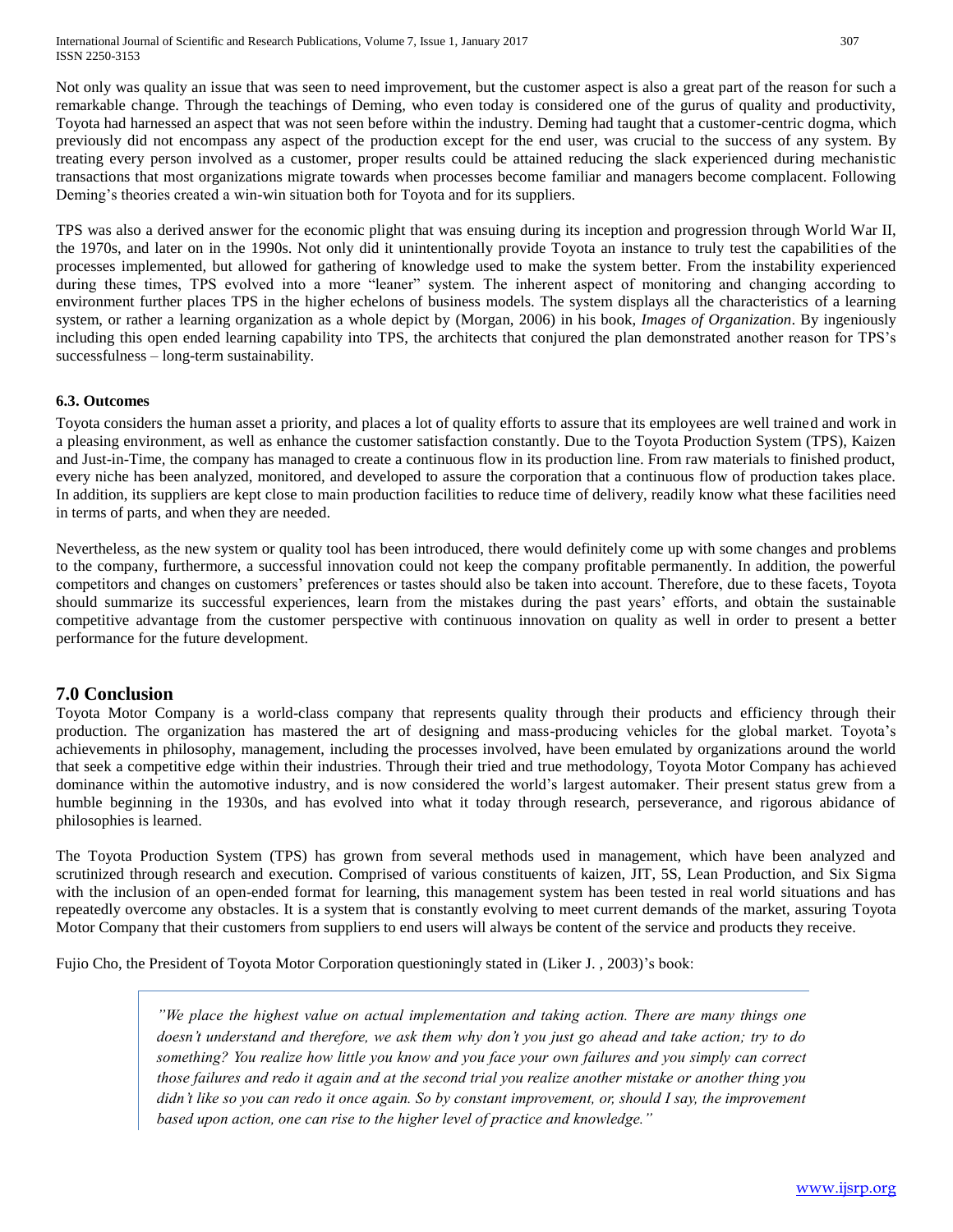Not only was quality an issue that was seen to need improvement, but the customer aspect is also a great part of the reason for such a remarkable change. Through the teachings of Deming, who even today is considered one of the gurus of quality and productivity, Toyota had harnessed an aspect that was not seen before within the industry. Deming had taught that a customer-centric dogma, which previously did not encompass any aspect of the production except for the end user, was crucial to the success of any system. By treating every person involved as a customer, proper results could be attained reducing the slack experienced during mechanistic transactions that most organizations migrate towards when processes become familiar and managers become complacent. Following Deming's theories created a win-win situation both for Toyota and for its suppliers.

TPS was also a derived answer for the economic plight that was ensuing during its inception and progression through World War II, the 1970s, and later on in the 1990s. Not only did it unintentionally provide Toyota an instance to truly test the capabilities of the processes implemented, but allowed for gathering of knowledge used to make the system better. From the instability experienced during these times, TPS evolved into a more "leaner" system. The inherent aspect of monitoring and changing according to environment further places TPS in the higher echelons of business models. The system displays all the characteristics of a learning system, or rather a learning organization as a whole depict by (Morgan, 2006) in his book, *Images of Organization*. By ingeniously including this open ended learning capability into TPS, the architects that conjured the plan demonstrated another reason for TPS's successfulness – long-term sustainability.

### 6.3. Outcomes

Toyota considers the human asset a priority, and places a lot of quality efforts to assure that its employees are well trained and work in a pleasing environment, as well as enhance the customer satisfaction constantly. Due to the Toyota Production System (TPS), Kaizen and Just-in-Time, the company has managed to create a continuous flow in its production line. From raw materials to finished product, every niche has been analyzed, monitored, and developed to assure the corporation that a continuous flow of production takes place. In addition, its suppliers are kept close to main production facilities to reduce time of delivery, readily know what these facilities need in terms of parts, and when they are needed.

Nevertheless, as the new system or quality tool has been introduced, there would definitely come up with some changes and problems to the company, furthermore, a successful innovation could not keep the company profitable permanently. In addition, the powerful competitors and changes on customers' preferences or tastes should also be taken into account. Therefore, due to these facets, Toyota should summarize its successful experiences, learn from the mistakes during the past years' efforts, and obtain the sustainable competitive advantage from the customer perspective with continuous innovation on quality as well in order to present a better performance for the future development.

## 7.0 Conclusion

Toyota Motor Company is a world-class company that represents quality through their products and efficiency through their production. The organization has mastered the art of designing and mass-producing vehicles for the global market. Toyota's achievements in philosophy, management, including the processes involved, have been emulated by organizations around the world that seek a competitive edge within their industries. Through their tried and true methodology, Toyota Motor Company has achieved dominance within the automotive industry, and is now considered the world's largest automaker. Their present status grew from a humble beginning in the 1930s, and has evolved into what it today through research, perseverance, and rigorous abidance of philosophies is learned.

The Toyota Production System (TPS) has grown from several methods used in management, which have been analyzed and scrutinized through research and execution. Comprised of various constituents of kaizen, JIT, 5S, Lean Production, and Six Sigma with the inclusion of an open-ended format for learning, this management system has been tested in real world situations and has repeatedly overcome any obstacles. It is a system that is constantly evolving to meet current demands of the market, assuring Toyota Motor Company that their customers from suppliers to end users will always be content of the service and products they receive.

Fujio Cho, the President of Toyota Motor Corporation questioningly stated in (Liker J. , 2003)'s book:

> *"We place the highest value on actual implementation and taking action. There are many things one doesn't understand and therefore, we ask them why don't you just go ahead and take action; try to do something? You realize how little you know and you face your own failures and you simply can correct those failures and redo it again and at the second trial you realize another mistake or another thing you didn't like so you can redo it once again. So by constant improvement, or, should I say, the improvement based upon action, one can rise to the higher level of practice and knowledge."*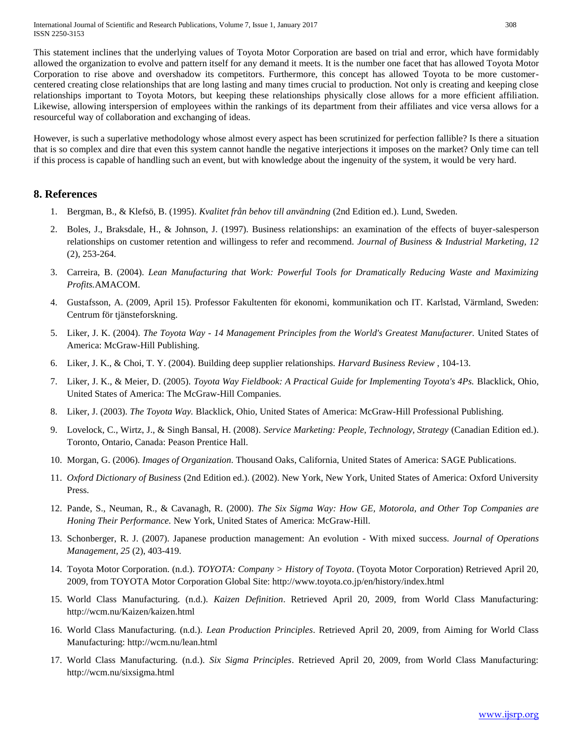This statement inclines that the underlying values of Toyota Motor Corporation are based on trial and error, which have formidably allowed the organization to evolve and pattern itself for any demand it meets. It is the number one facet that has allowed Toyota Motor Corporation to rise above and overshadow its competitors. Furthermore, this concept has allowed Toyota to be more customer-centered creating close relationships that are long lasting and many times crucial to production. Not only is creating and keeping close relationships important to Toyota Motors, but keeping these relationships physically close allows for a more efficient affiliation. Likewise, allowing interspersion of employees within the rankings of its department from their affiliates and vice versa allows for a resourceful way of collaboration and exchanging of ideas.

However, is such a superlative methodology whose almost every aspect has been scrutinized for perfection fallible? Is there a situation that is so complex and dire that even this system cannot handle the negative interjections it imposes on the market? Only time can tell if this process is capable of handling such an event, but with knowledge about the ingenuity of the system, it would be very hard.

## 8. References

1. Bergman, B., & Klefsö, B. (1995). *Kvalitet från behov till användning* (2nd Edition ed.). Lund, Sweden.
2. Boles, J., Braksdale, H., & Johnson, J. (1997). Business relationships: an examination of the effects of buyer-salesperson relationships on customer retention and willingess to refer and recommend. *Journal of Business & Industrial Marketing, 12* (2), 253-264.
3. Carreira, B. (2004). *Lean Manufacturing that Work: Powerful Tools for Dramatically Reducing Waste and Maximizing Profits.*AMACOM.
4. Gustafsson, A. (2009, April 15). Professor Fakultenten för ekonomi, kommunikation och IT. Karlstad, Värmland, Sweden: Centrum för tjänsteforskning.
5. Liker, J. K. (2004). *The Toyota Way - 14 Management Principles from the World's Greatest Manufacturer.* United States of America: McGraw-Hill Publishing.
6. Liker, J. K., & Choi, T. Y. (2004). Building deep supplier relationships. *Harvard Business Review* , 104-13.
7. Liker, J. K., & Meier, D. (2005). *Toyota Way Fieldbook: A Practical Guide for Implementing Toyota's 4Ps.* Blacklick, Ohio, United States of America: The McGraw-Hill Companies.
8. Liker, J. (2003). *The Toyota Way.* Blacklick, Ohio, United States of America: McGraw-Hill Professional Publishing.
9. Lovelock, C., Wirtz, J., & Singh Bansal, H. (2008). *Service Marketing: People, Technology, Strategy* (Canadian Edition ed.). Toronto, Ontario, Canada: Peason Prentice Hall.
10. Morgan, G. (2006). *Images of Organization*. Thousand Oaks, California, United States of America: SAGE Publications.
11. *Oxford Dictionary of Business* (2nd Edition ed.). (2002). New York, New York, United States of America: Oxford University Press.
12. Pande, S., Neuman, R., & Cavanagh, R. (2000). *The Six Sigma Way: How GE, Motorola, and Other Top Companies are Honing Their Performance.* New York, United States of America: McGraw-Hill.
13. Schonberger, R. J. (2007). Japanese production management: An evolution - With mixed success. *Journal of Operations Management, 25* (2), 403-419.
14. Toyota Motor Corporation. (n.d.). *TOYOTA: Company > History of Toyota*. (Toyota Motor Corporation) Retrieved April 20, 2009, from TOYOTA Motor Corporation Global Site: http://www.toyota.co.jp/en/history/index.html
15. World Class Manufacturing. (n.d.). *Kaizen Definition*. Retrieved April 20, 2009, from World Class Manufacturing: http://wcm.nu/Kaizen/kaizen.html
16. World Class Manufacturing. (n.d.). *Lean Production Principles*. Retrieved April 20, 2009, from Aiming for World Class Manufacturing: http://wcm.nu/lean.html
17. World Class Manufacturing. (n.d.). *Six Sigma Principles*. Retrieved April 20, 2009, from World Class Manufacturing: http://wcm.nu/sixsigma.html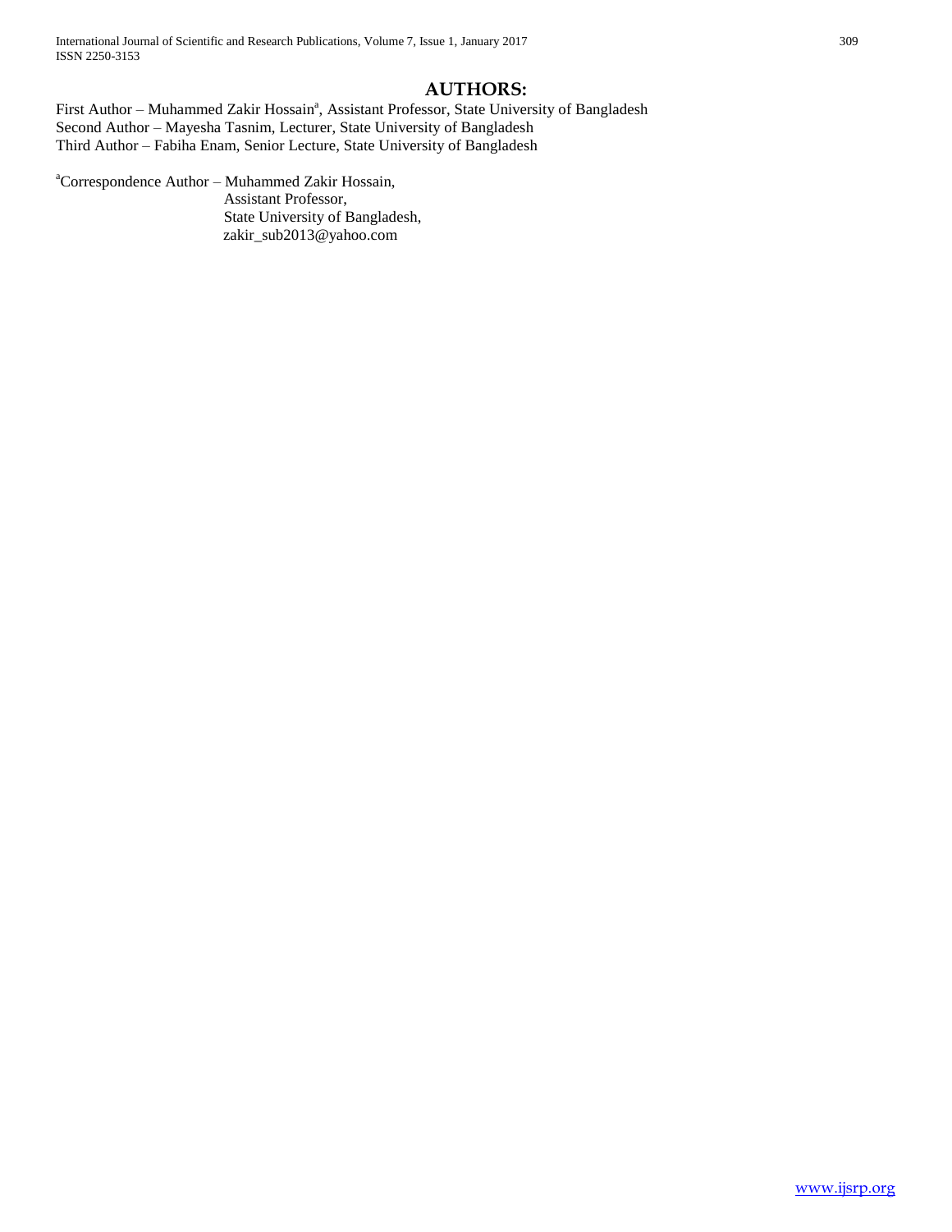## AUTHORS:

First Author – Muhammed Zakir Hossain[a], Assistant Professor, State University of Bangladesh
Second Author – Mayesha Tasnim, Lecturer, State University of Bangladesh
Third Author – Fabiha Enam, Senior Lecture, State University of Bangladesh

[a]Correspondence Author – Muhammed Zakir Hossain,
Assistant Professor,
State University of Bangladesh,
zakir_sub2013@yahoo.com